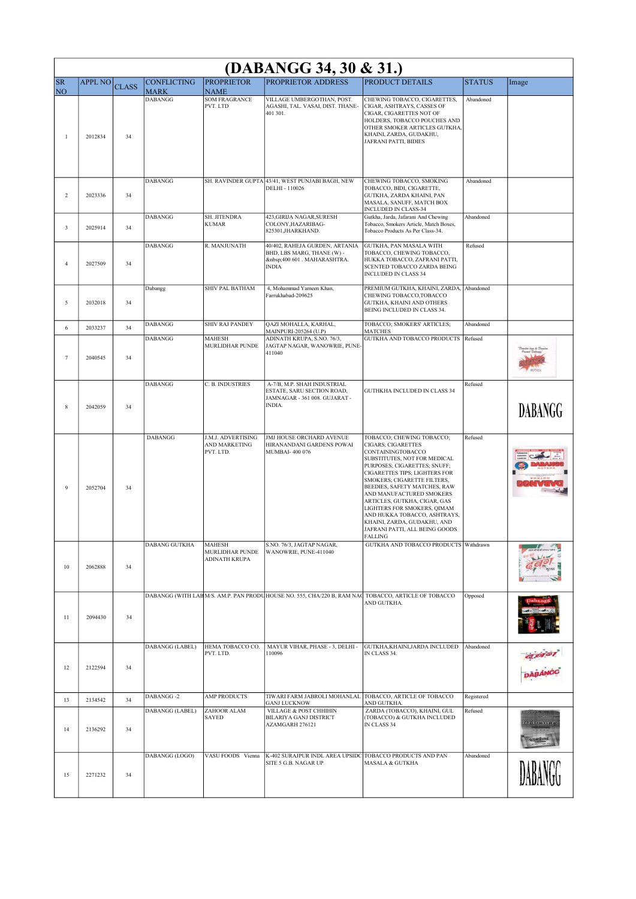# (DABANGG 34, 30 & 31.)

| SR NO | APPL NO | CLASS | CONFLICTING MARK | PROPRIETOR NAME | PROPRIETOR ADDRESS | PRODUCT DETAILS | STATUS | Image |
|---|---|---|---|---|---|---|---|---|
| 1 | 2012834 | 34 | DABANGG | SOM FRAGRANCE PVT. LTD | VILLAGE UMBERGOTHAN, POST. AGASHI, TAL. VASAI, DIST. THANE-401 301. | CHEWING TOBACCO, CIGARETTES, CIGAR, ASHTRAYS, CASSES OF CIGAR, CIGARETTES NOT OF HOLDERS, TOBACCO POUCHES AND OTHER SMOKER ARTICLES GUTKHA, KHAINI, ZARDA, GUDAKHU, JAFRANI PATTI, BIDIES | Abandoned | |
| 2 | 2023336 | 34 | DABANGG | SH. RAVINDER GUPTA | 43/41, WEST PUNJABI BAGH, NEW DELHI - 110026 | CHEWING TOBACCO, SMOKING TOBACCO, BIDI, CIGARETTE, GUTKHA, ZARDA KHAINI, PAN MASALA, SANUFF, MATCH BOX INCLUDED IN CLASS-34 | Abandoned | |
| 3 | 2025914 | 34 | DABANGG | SH. JITENDRA KUMAR | 423,GIRIJA NAGAR,SURESH COLONY,HAZARIBAG-825301,JHARKHAND. | Gutkha, Jarda, Jafarani And Chewing Tobacco, Smokers Article, Match Boxes, Tobacco Products As Per Class-34. | Abandoned | |
| 4 | 2027509 | 34 | DABANGG | R. MANJUNATH | 40/402, RAHEJA GURDEN, ARTANIA BHD, LBS MARG, THANE (W) - &nbsp;400 601 . MAHARASHTRA. INDIA | GUTKHA, PAN MASALA WITH TOBACCO, CHEWING TOBACCO, HUKKA TOBACCO, ZAFRANI PATTI, SCENTED TOBACCO ZARDA BEING INCLUDED IN CLASS 34 | Refused | |
| 5 | 2032018 | 34 | Dabangg | SHIV PAL BATHAM | 4, Mohammad Yameen Khan, Farrukhabad-209625 | PREMIUM GUTKHA, KHAINI, ZARDA, CHEWING TOBACCO,TOBACCO GUTKHA, KHAINI AND OTHERS BEING INCLUDED IN CLASS 34. | Abandoned | |
| 6 | 2033237 | 34 | DABANGG | SHIV RAJ PANDEY | QAZI MOHALLA, KARHAL, MAINPURI-205264 (U.P) | TOBACCO; SMOKERS' ARTICLES; MATCHES | Abandoned | |
| 7 | 2040545 | 34 | DABANGG | MAHESH MURLIDHAR PUNDE | ADINATH KRUPA, S.NO. 76/3, JAGTAP NAGAR, WANOWRIE, PUNE-411040 | GUTKHA AND TOBACCO PRODUCTS | Refused | |
| 8 | 2042059 | 34 | DABANGG | C. B. INDUSTRIES | A-7/B, M.P. SHAH INDUSTRIAL ESTATE, SARU SECTION ROAD, JAMNAGAR - 361 008. GUJARAT - INDIA. | GUTHKHA INCLUDED IN CLASS 34 | Refused | DABANGG |
| 9 | 2052704 | 34 | DABANGG | J.M.J. ADVERTISING AND MARKETING PVT. LTD. | JMJ HOUSE ORCHARD AVENUE HIRANANDANI GARDENS POWAI MUMBAI- 400 076 | TOBACCO; CHEWING TOBACCO; CIGARS; CIGARETTES CONTAININGTOBACCO SUBSTITUTES, NOT FOR MEDICAL PURPOSES; CIGARETTES; SNUFF; CIGARETTES TIPS; LIGHTERS FOR SMOKERS; CIGARETTE FILTERS, BEEDIES, SAFETY MATCHES, RAW AND MANUFACTURED SMOKERS ARTICLES, GUTKHA, CIGAR, GAS LIGHTERS FOR SMOKERS, QIMAM AND HUKKA TOBACCO, ASHTRAYS, KHAINI, ZARDA, GUDAKHU, AND JAFRANI PATTI, ALL BEING GOODS FALLING | Refused | |
| 10 | 2062888 | 34 | DABANG GUTKHA | MAHESH MURLIDHAR PUNDE ADINATH KRUPA | S.NO. 76/3, JAGTAP NAGAR, WANOWRIE, PUNE-411040 | GUTKHA AND TOBACCO PRODUCTS | Withdrawn | |
| 11 | 2094430 | 34 | DABANGG (WITH LAB | M/S. AM.P. PAN PRODU | HOUSE NO. 555, CHA/220 B, RAM NAG | TOBACCO, ARTICLE OF TOBACCO AND GUTKHA. | Opposed | |
| 12 | 2122594 | 34 | DABANGG (LABEL) | HEMA TOBACCO CO. PVT. LTD. | MAYUR VIHAR, PHASE - 3, DELHI - 110096 | GUTKHA,KHAINI,JARDA INCLUDED IN CLASS 34. | Abandoned | |
| 13 | 2134542 | 34 | DABANGG -2 | AMP PRODUCTS | TIWARI FARM JABROLI MOHANLAL GANJ LUCKNOW | TOBACCO, ARTICLE OF TOBACCO AND GUTKHA. | Registered | |
| 14 | 2136292 | 34 | DABANGG (LABEL) | ZAHOOR ALAM SAYED | VILLAGE & POST CHHIHIN BILARIYA GANJ DISTRICT AZAMGARH 276121 | ZARDA (TOBACCO), KHAINI, GUL (TOBACCO) & GUTKHA INCLUDED IN CLASS 34 | Refused | |
| 15 | 2271232 | 34 | DABANGG (LOGO) | VASU FOODS Vienna | K-402 SURAJPUR INDL AREA UPSIDC SITE 5 G.B. NAGAR UP | TOBACCO PRODUCTS AND PAN MASALA & GUTKHA | Abandoned | DABANGG |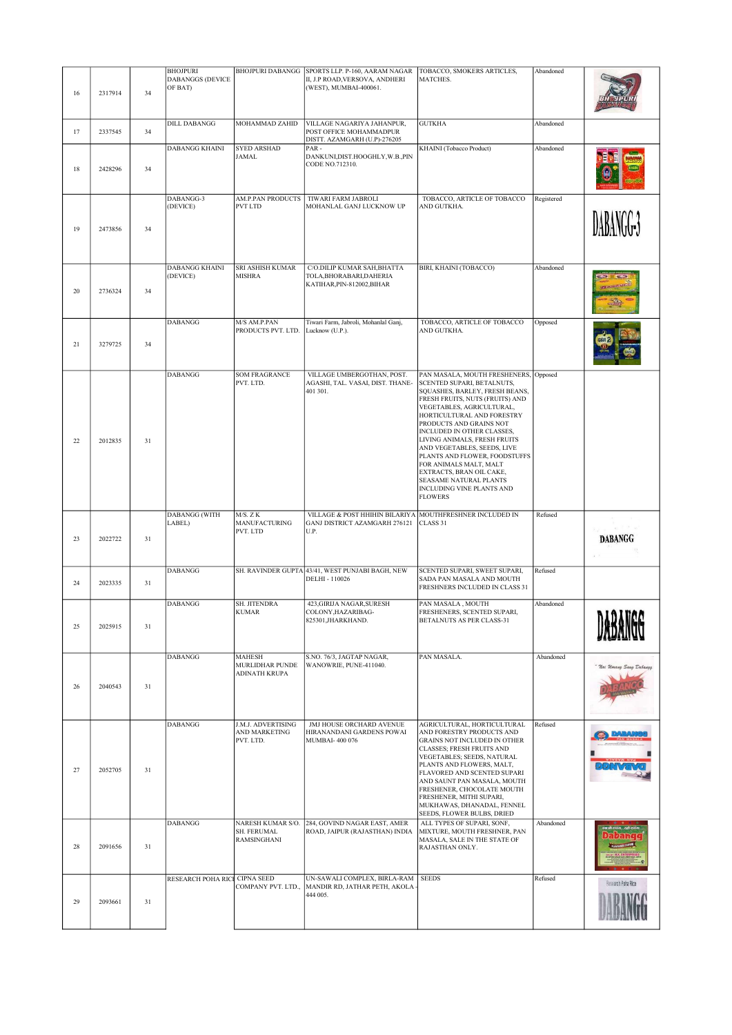| 16 | 2317914 | 34 | BHOJPURI DABANGGS (DEVICE OF BAT) | BHOJPURI DABANGG | SPORTS LLP. P-160, AARAM NAGAR II, J.P ROAD,VERSOVA, ANDHERI (WEST), MUMBAI-400061. | TOBACCO, SMOKERS ARTICLES, MATCHES. | Abandoned | |
|---|---|---|---|---|---|---|---|---|
| 17 | 2337545 | 34 | DILL DABANGG | MOHAMMAD ZAHID | VILLAGE NAGARIYA JAHANPUR, POST OFFICE MOHAMMADPUR DISTT. AZAMGARH (U.P)-276205 | GUTKHA | Abandoned | |
| 18 | 2428296 | 34 | DABANGG KHAINI | SYED ARSHAD JAMAL | PAR - DANKUNI,DIST.HOOGHLY,W.B.,PIN CODE NO.712310. | KHAINI (Tobacco Product) | Abandoned | |
| 19 | 2473856 | 34 | DABANGG-3 (DEVICE) | AM.P.PAN PRODUCTS PVT LTD | TIWARI FARM JABROLI MOHANLAL GANJ LUCKNOW UP | TOBACCO, ARTICLE OF TOBACCO AND GUTKHA. | Registered | DABANGG-3 |
| 20 | 2736324 | 34 | DABANGG KHAINI (DEVICE) | SRI ASHISH KUMAR MISHRA | C/O.DILIP KUMAR SAH,BHATTA TOLA,BHORABARI,DAHERIA KATIHAR,PIN-812002,BIHAR | BIRI, KHAINI (TOBACCO) | Abandoned | |
| 21 | 3279725 | 34 | DABANGG | M/S AM.P.PAN PRODUCTS PVT. LTD. | Tiwari Farm, Jabroli, Mohanlal Ganj, Lucknow (U.P.). | TOBACCO, ARTICLE OF TOBACCO AND GUTKHA. | Opposed | |
| 22 | 2012835 | 31 | DABANGG | SOM FRAGRANCE PVT. LTD. | VILLAGE UMBERGOTHAN, POST. AGASHI, TAL. VASAI, DIST. THANE-401 301. | PAN MASALA, MOUTH FRESHENERS, SCENTED SUPARI, BETALNUTS, SQUASHES, BARLEY, FRESH BEANS, FRESH FRUITS, NUTS (FRUITS) AND VEGETABLES, AGRICULTURAL, HORTICULTURAL AND FORESTRY PRODUCTS AND GRAINS NOT INCLUDED IN OTHER CLASSES, LIVING ANIMALS, FRESH FRUITS AND VEGETABLES, SEEDS, LIVE PLANTS AND FLOWER, FOODSTUFFS FOR ANIMALS MALT, MALT EXTRACTS, BRAN OIL CAKE, SEASAME NATURAL PLANTS INCLUDING VINE PLANTS AND FLOWERS | Opposed | |
| 23 | 2022722 | 31 | DABANGG (WITH LABEL) | M/S. Z K MANUFACTURING PVT. LTD | VILLAGE & POST HHIHIN BILARIYA GANJ DISTRICT AZAMGARH 276121 U.P. | MOUTHFRESHNER INCLUDED IN CLASS 31 | Refused | DABANGG |
| 24 | 2023335 | 31 | DABANGG | SH. RAVINDER GUPTA | 43/41, WEST PUNJABI BAGH, NEW DELHI - 110026 | SCENTED SUPARI, SWEET SUPARI, SADA PAN MASALA AND MOUTH FRESHNERS INCLUDED IN CLASS 31 | Refused | |
| 25 | 2025915 | 31 | DABANGG | SH. JITENDRA KUMAR | 423,GIRIJA NAGAR,SURESH COLONY,HAZARIBAG-825301,JHARKHAND. | PAN MASALA , MOUTH FRESHENERS, SCENTED SUPARI, BETALNUTS AS PER CLASS-31 | Abandoned | DABANGG |
| 26 | 2040543 | 31 | DABANGG | MAHESH MURLIDHAR PUNDE ADINATH KRUPA | S.NO. 76/3, JAGTAP NAGAR, WANOWRIE, PUNE-411040. | PAN MASALA. | Abandoned | "Nai Umang Sang Dabangg" DABANGG |
| 27 | 2052705 | 31 | DABANGG | J.M.J. ADVERTISING AND MARKETING PVT. LTD. | JMJ HOUSE ORCHARD AVENUE HIRANANDANI GARDENS POWAI MUMBAI- 400 076 | AGRICULTURAL, HORTICULTURAL AND FORESTRY PRODUCTS AND GRAINS NOT INCLUDED IN OTHER CLASSES; FRESH FRUITS AND VEGETABLES; SEEDS, NATURAL PLANTS AND FLOWERS, MALT, FLAVORED AND SCENTED SUPARI AND SAUNT PAN MASALA, MOUTH FRESHENER, CHOCOLATE MOUTH FRESHENER, MITHI SUPARI, MUKHAWAS, DHANADAL, FENNEL SEEDS, FLOWER BULBS, DRIED | Refused | DABANGG PAN MASALA |
| 28 | 2091656 | 31 | DABANGG | NARESH KUMAR S/O. SH. FERUMAL RAMSINGHANI | 284, GOVIND NAGAR EAST, AMER ROAD, JAIPUR (RAJASTHAN) INDIA | ALL TYPES OF SUPARI, SONF, MIXTURE, MOUTH FRESHNER, PAN MASALA, SALE IN THE STATE OF RAJASTHAN ONLY. | Abandoned | Dabangg |
| 29 | 2093661 | 31 | RESEARCH POHA RICE | CIPNA SEED COMPANY PVT. LTD., | UN-SAWALI COMPLEX, BIRLA-RAM MANDIR RD, JATHAR PETH, AKOLA - 444 005. | SEEDS | Refused | Research Poha Rice DABANGG |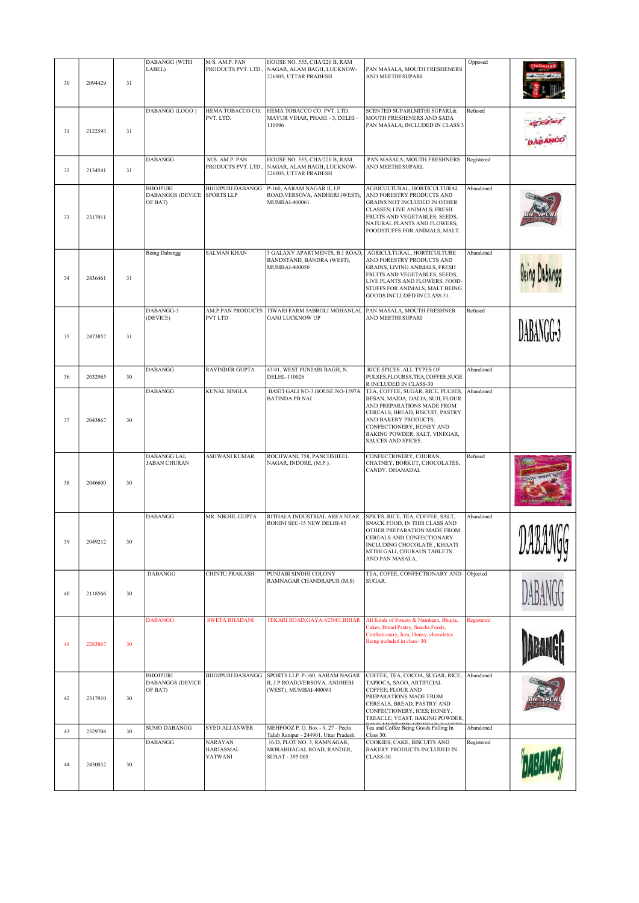| | | | | | | | | |
|---|---|---|---|---|---|---|---|---|
| 30 | 2094429 | 31 | DABANGG (WITH LABEL) | M/S. AM.P. PAN PRODUCTS PVT. LTD., | HOUSE NO. 555, CHA/220 B, RAM NAGAR, ALAM BAGH, LUCKNOW-226005, UTTAR PRADESH | PAN MASALA, MOUTH FRESHENERS AND MEETHI SUPARI. | Opposed | |
| 31 | 2122593 | 31 | DABANGG (LOGO ) | HEMA TOBACCO CO. PVT. LTD. | HEMA TOBACCO CO. PVT. LTD. MAYUR VIHAR, PHASE - 3, DELHI - 110096 | SCENTED SUPARI,MITHI SUPARI,& MOUTH FRESHENERS AND SADA PAN MASALA; INCLUDED IN CLASS 3 | Refused | |
| 32 | 2134541 | 31 | DABANGG | M/S. AM.P. PAN PRODUCTS PVT. LTD., | HOUSE NO. 555, CHA/220 B, RAM NAGAR, ALAM BAGH, LUCKNOW-226005, UTTAR PRADESH | PAN MASALA, MOUTH FRESHNERS AND MEETHI SUPARI. | Registered | |
| 33 | 2317911 | 31 | BHOJPURI DABANGGS (DEVICE OF BAT) | BHOJPURI DABANGG SPORTS LLP | P-160, AARAM NAGAR II, J.P ROAD,VERSOVA, ANDHERI (WEST), MUMBAI-400061. | AGRICULTURAL, HORTICULTURAL AND FORESTRY PRODUCTS AND GRAINS NOT INCLUDED IN OTHER CLASSES; LIVE ANIMALS; FRESH FRUITS AND VEGETABLES; SEEDS, NATURAL PLANTS AND FLOWERS; FOODSTUFFS FOR ANIMALS, MALT. | Abandoned | |
| 34 | 2436461 | 31 | Being Dabangg | SALMAN KHAN | 3 GALAXY APARTMENTS, B J ROAD, BANDSTAND, BANDRA (WEST), MUMBAI-400050 | AGRICULTURAL, HORTICULTURE AND FORESTRY PRODUCTS AND GRAINS, LIVING ANIMALS, FRESH FRUITS AND VEGETABLES, SEEDS, LIVE PLANTS AND FLOWERS, FOOD-STUFFS FOR ANIMALS, MALT BEING GOODS INCLUDED IN CLASS 31. | Abandoned | |
| 35 | 2473857 | 31 | DABANGG-3 (DEVICE) | AM.P.PAN PRODUCTS PVT LTD | TIWARI FARM JABROLI MOHANLAL GANJ LUCKNOW UP | PAN MASALA, MOUTH FRESHNER AND MEETHI SUPARI | Refused | |
| 36 | 2032965 | 30 | DABANGG | RAVINDER GUPTA | 43/41, WEST PUNJABI BAGH, N. DELHI.-110026 | RICE SPICES ,ALL TYPES OF PULSES,FLOURSS,TEA,COFFEE,SUGER INCLUDED IN CLASS-30 | Abandoned | |
| 37 | 2043867 | 30 | DABANGG | KUNAL SINGLA | BASTI GALI NO-3 HOUSE NO-1597A BATINDA PB NAI | TEA, COFFEE, SUGAR, RICE, PULSES, BESAN, MAIDA, DALIA, SUJI, FLOUR AND PREPARATIONS MADE FROM CEREALS; BREAD, BISCUIT, PASTRY AND BAKERY PRODUCTS; CONFECTIONERY, HONEY AND BAKING POWDER; SALT, VINEGAR, SAUCES AND SPICES. | Abandoned | |
| 38 | 2046600 | 30 | DABANGG LAL JABAN CHURAN | ASHWANI KUMAR | ROCHWANI, 758, PANCHSHEEL NAGAR, INDORE, (M.P.). | CONFECTIONERY, CHURAN, CHATNEY, BORKUT, CHOCOLATES, CANDY, DHANADAL | Refused | |
| 39 | 2049212 | 30 | DABANGG | MR. NIKHIL GUPTA | RITHALA INDUSTRIAL AREA NEAR ROHINI SEC-15 NEW DELHI-85 | SPICES, RICE, TEA, COFFEE, SALT, SNACK FOOD, IN THIS CLASS AND OTHER PREPARATION MADE FROM CEREALS AND CONFECTIONARY INCLUDING CHOCOLATE , KHAATI MITHI GALI, CHURAUS TABLETS AND PAN MASALA. | Abandoned | |
| 40 | 2118566 | 30 | DABANGG | CHINTU PRAKASH | PUNJABI SINDHI COLONY RAMNAGAR CHANDRAPUR (M.S) | TEA, COFEE, CONFECTIONARY AND SUGAR. | Objected | |
| 41 | 2283867 | 30 | DABANGG | SWETA BHADANI | TEKARI ROAD,GAYA-823001,BIHAR | All Kinds of Sweets & Namkeen, Bhujia, Cakes, Bread Pastry, Snacks Foods, Confectionary, Ices, Honey, chocolates Being included in class- 30. | Registered | |
| 42 | 2317910 | 30 | BHOJPURI DABANGGS (DEVICE OF BAT) | BHOJPURI DABANGG . | SPORTS LLP. P-160, AARAM NAGAR II, J.P ROAD,VERSOVA, ANDHERI (WEST), MUMBAI-400061 | COFFEE, TEA, COCOA, SUGAR, RICE, TAPIOCA, SAGO, ARTIFICIAL COFFEE; FLOUR AND PREPARATIONS MADE FROM CEREALS, BREAD, PASTRY AND CONFECTIONERY, ICES; HONEY, TREACLE; YEAST, BAKING POWDER; | Abandoned | |
| 43 | 2329704 | 30 | SUMO DABANGG | SYED ALI ANWER | MEHFOOZ P. O. Box - 9, 27 - Peela Talab Rampur - 244901, Uttar Pradesh. | Tea and Coffee Being Goods Falling In Class 30. | Abandoned | |
| 44 | 2430032 | 30 | DABANGG | NARAYAN HARJASMAL VATWANI | 16/D, PLOT NO. 3, RAMNAGAR, MORABHAGAL ROAD, RANDER, SURAT - 395 005 | COOKIES, CAKE, BISCUITS AND BAKERY PRODUCTS INCLUDED IN CLASS-30. | Registered | |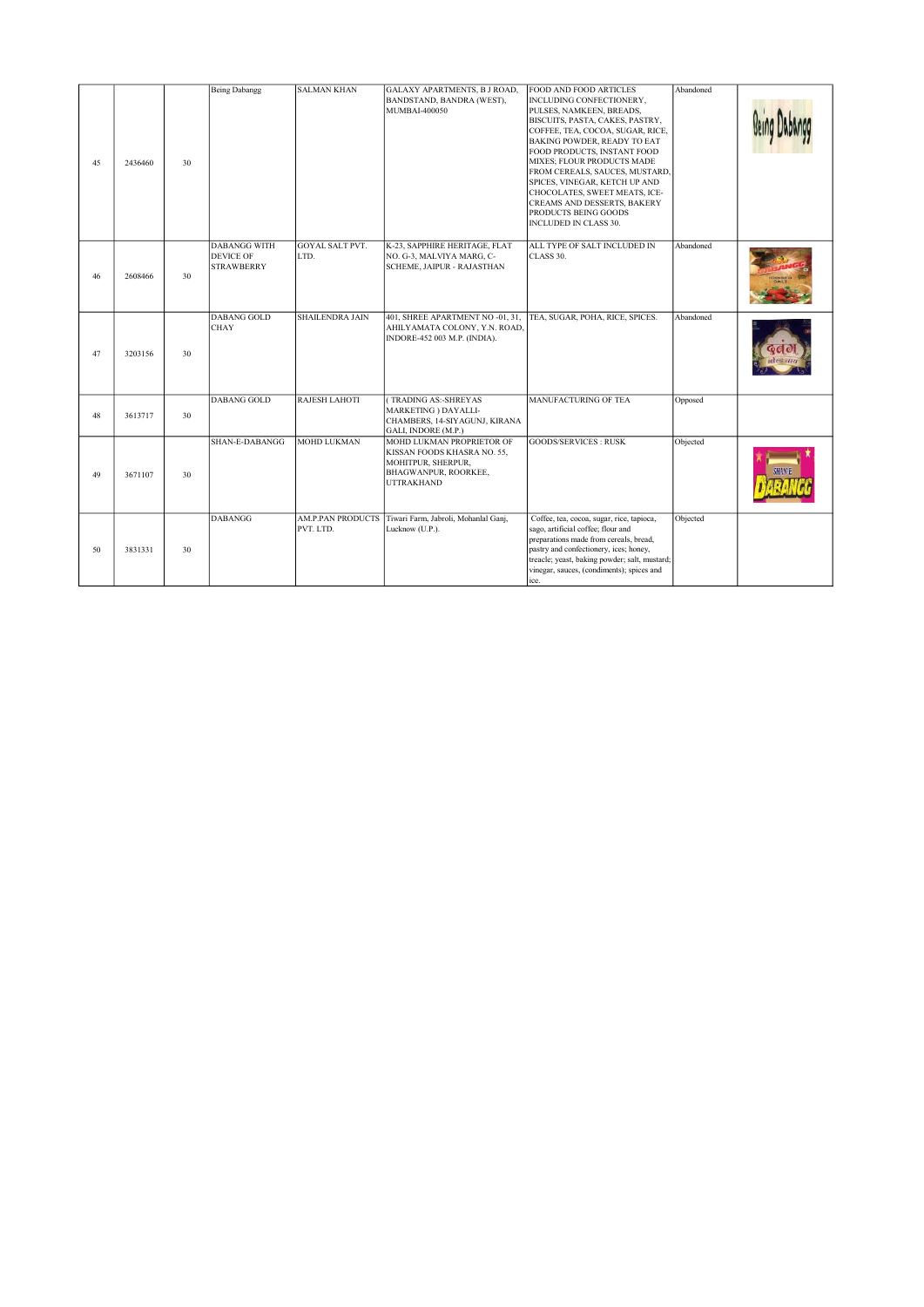| | | | | | | | | |
|---|---|---|---|---|---|---|---|---|
| 45 | 2436460 | 30 | Being Dabangg | SALMAN KHAN | GALAXY APARTMENTS, B J ROAD, BANDSTAND, BANDRA (WEST), MUMBAI-400050 | FOOD AND FOOD ARTICLES INCLUDING CONFECTIONERY, PULSES, NAMKEEN, BREADS, BISCUITS, PASTA, CAKES, PASTRY, COFFEE, TEA, COCOA, SUGAR, RICE, BAKING POWDER, READY TO EAT FOOD PRODUCTS, INSTANT FOOD MIXES; FLOUR PRODUCTS MADE FROM CEREALS, SAUCES, MUSTARD, SPICES, VINEGAR, KETCH UP AND CHOCOLATES, SWEET MEATS, ICE-CREAMS AND DESSERTS, BAKERY PRODUCTS BEING GOODS INCLUDED IN CLASS 30. | Abandoned | |
| 46 | 2608466 | 30 | DABANGG WITH DEVICE OF STRAWBERRY | GOYAL SALT PVT. LTD. | K-23, SAPPHIRE HERITAGE, FLAT NO. G-3, MALVIYA MARG, C-SCHEME, JAIPUR - RAJASTHAN | ALL TYPE OF SALT INCLUDED IN CLASS 30. | Abandoned | |
| 47 | 3203156 | 30 | DABANG GOLD CHAY | SHAILENDRA JAIN | 401, SHREE APARTMENT NO -01, 31, AHILYAMATA COLONY, Y.N. ROAD, INDORE-452 003 M.P. (INDIA). | TEA, SUGAR, POHA, RICE, SPICES. | Abandoned | |
| 48 | 3613717 | 30 | DABANG GOLD | RAJESH LAHOTI | ( TRADING AS:-SHREYAS MARKETING ) DAYALLI-CHAMBERS, 14-SIYAGUNJ, KIRANA GALI, INDORE (M.P.) | MANUFACTURING OF TEA | Opposed | |
| 49 | 3671107 | 30 | SHAN-E-DABANGG | MOHD LUKMAN | MOHD LUKMAN PROPRIETOR OF KISSAN FOODS KHASRA NO. 55, MOHITPUR, SHERPUR, BHAGWANPUR, ROORKEE, UTTRAKHAND | GOODS/SERVICES : RUSK | Objected | |
| 50 | 3831331 | 30 | DABANGG | AM.P.PAN PRODUCTS PVT. LTD. | Tiwari Farm, Jabroli, Mohanlal Ganj, Lucknow (U.P.). | Coffee, tea, cocoa, sugar, rice, tapioca, sago, artificial coffee; flour and preparations made from cereals, bread, pastry and confectionery, ices; honey, treacle; yeast, baking powder; salt, mustard; vinegar, sauces, (condiments); spices and ice. | Objected | |